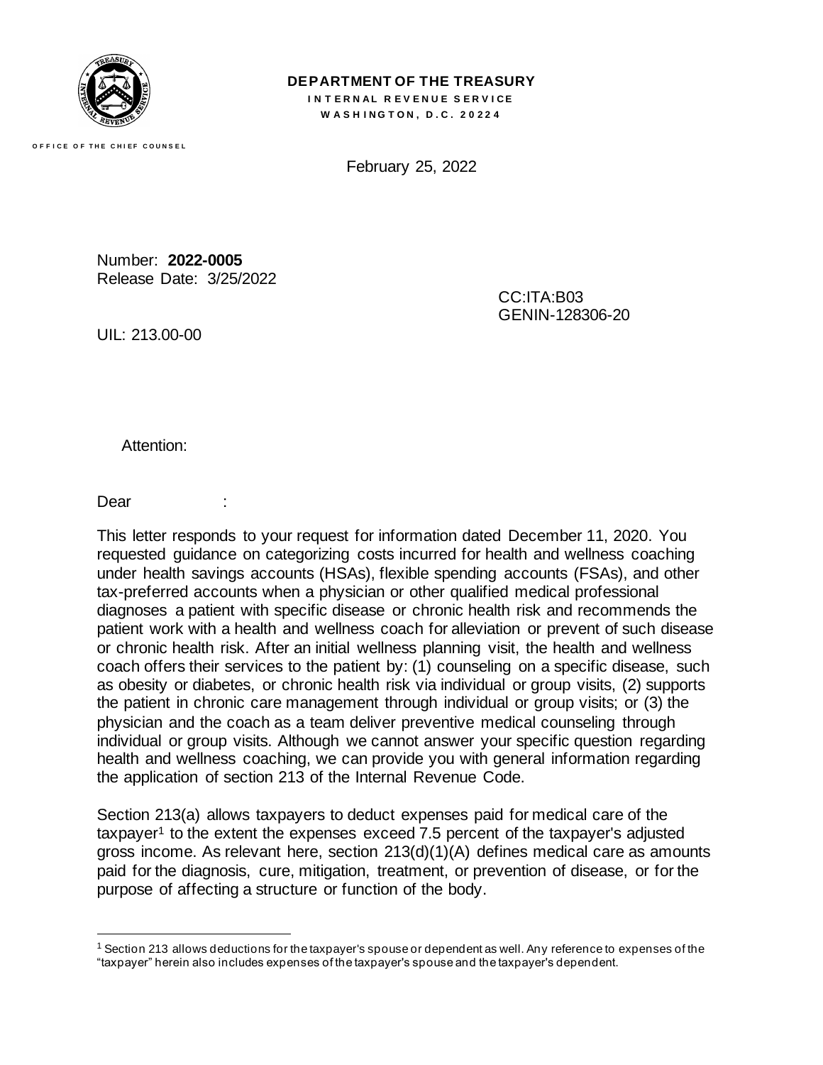**DEPARTMENT OF THE TREASURY**
**INTERNAL REVENUE SERVICE**
**WASHINGTON, D.C. 20224**

OFFICE OF THE CHIEF COUNSEL

February 25, 2022

Number: **2022-0005**
Release Date: 3/25/2022

CC:ITA:B03
GENIN-128306-20

UIL: 213.00-00

Attention:

Dear :

This letter responds to your request for information dated December 11, 2020. You requested guidance on categorizing costs incurred for health and wellness coaching under health savings accounts (HSAs), flexible spending accounts (FSAs), and other tax-preferred accounts when a physician or other qualified medical professional diagnoses a patient with specific disease or chronic health risk and recommends the patient work with a health and wellness coach for alleviation or prevent of such disease or chronic health risk. After an initial wellness planning visit, the health and wellness coach offers their services to the patient by: (1) counseling on a specific disease, such as obesity or diabetes, or chronic health risk via individual or group visits, (2) supports the patient in chronic care management through individual or group visits; or (3) the physician and the coach as a team deliver preventive medical counseling through individual or group visits. Although we cannot answer your specific question regarding health and wellness coaching, we can provide you with general information regarding the application of section 213 of the Internal Revenue Code.

Section 213(a) allows taxpayers to deduct expenses paid for medical care of the taxpayer[1] to the extent the expenses exceed 7.5 percent of the taxpayer's adjusted gross income. As relevant here, section 213(d)(1)(A) defines medical care as amounts paid for the diagnosis, cure, mitigation, treatment, or prevention of disease, or for the purpose of affecting a structure or function of the body.

[1] Section 213 allows deductions for the taxpayer's spouse or dependent as well. Any reference to expenses of the "taxpayer" herein also includes expenses of the taxpayer's spouse and the taxpayer's dependent.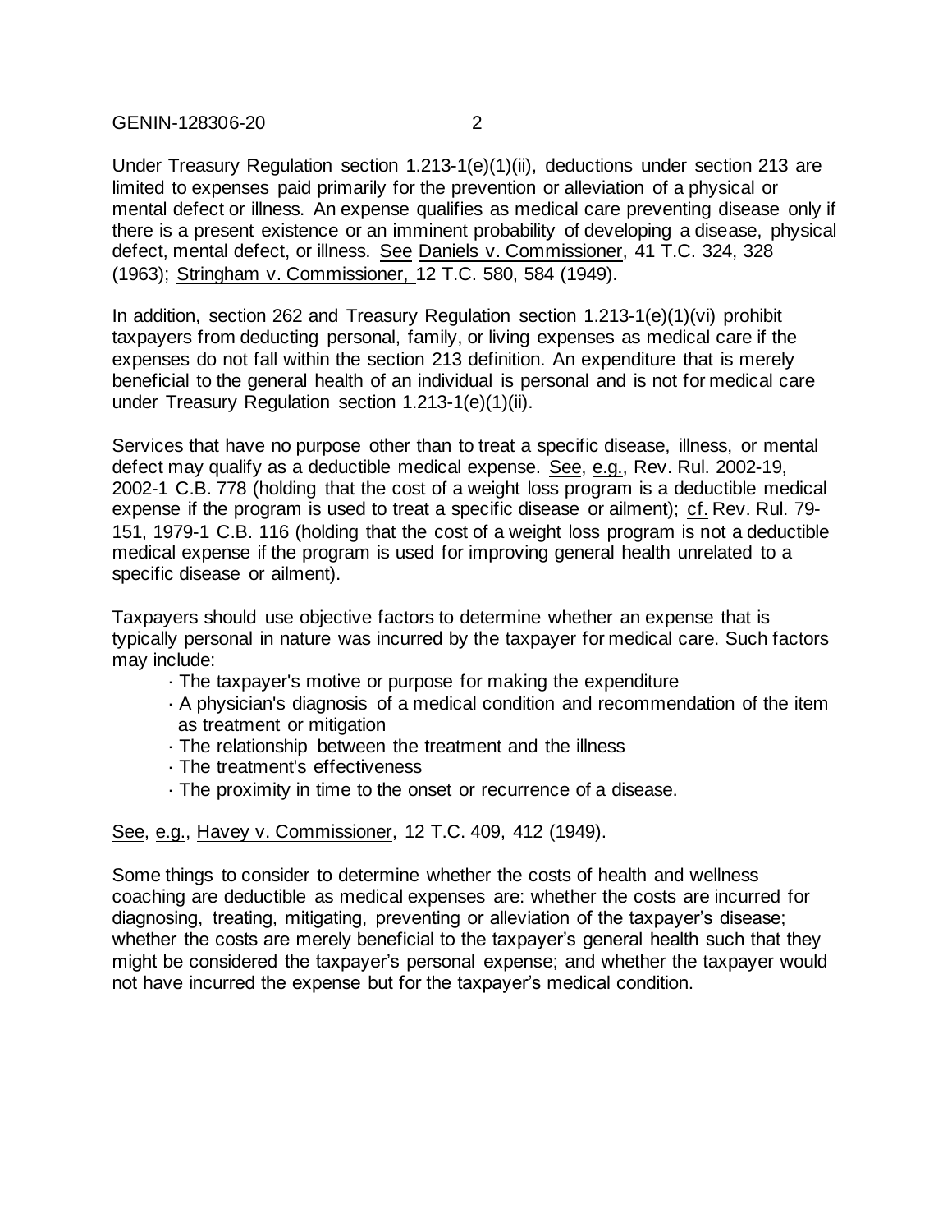Under Treasury Regulation section 1.213-1(e)(1)(ii), deductions under section 213 are limited to expenses paid primarily for the prevention or alleviation of a physical or mental defect or illness. An expense qualifies as medical care preventing disease only if there is a present existence or an imminent probability of developing a disease, physical defect, mental defect, or illness. See Daniels v. Commissioner, 41 T.C. 324, 328 (1963); Stringham v. Commissioner, 12 T.C. 580, 584 (1949).

In addition, section 262 and Treasury Regulation section 1.213-1(e)(1)(vi) prohibit taxpayers from deducting personal, family, or living expenses as medical care if the expenses do not fall within the section 213 definition. An expenditure that is merely beneficial to the general health of an individual is personal and is not for medical care under Treasury Regulation section 1.213-1(e)(1)(ii).

Services that have no purpose other than to treat a specific disease, illness, or mental defect may qualify as a deductible medical expense. See, e.g., Rev. Rul. 2002-19, 2002-1 C.B. 778 (holding that the cost of a weight loss program is a deductible medical expense if the program is used to treat a specific disease or ailment); cf. Rev. Rul. 79-151, 1979-1 C.B. 116 (holding that the cost of a weight loss program is not a deductible medical expense if the program is used for improving general health unrelated to a specific disease or ailment).

Taxpayers should use objective factors to determine whether an expense that is typically personal in nature was incurred by the taxpayer for medical care. Such factors may include:

- The taxpayer's motive or purpose for making the expenditure
- A physician's diagnosis of a medical condition and recommendation of the item as treatment or mitigation
- The relationship between the treatment and the illness
- The treatment's effectiveness
- The proximity in time to the onset or recurrence of a disease.

See, e.g., Havey v. Commissioner, 12 T.C. 409, 412 (1949).

Some things to consider to determine whether the costs of health and wellness coaching are deductible as medical expenses are: whether the costs are incurred for diagnosing, treating, mitigating, preventing or alleviation of the taxpayer's disease; whether the costs are merely beneficial to the taxpayer's general health such that they might be considered the taxpayer's personal expense; and whether the taxpayer would not have incurred the expense but for the taxpayer's medical condition.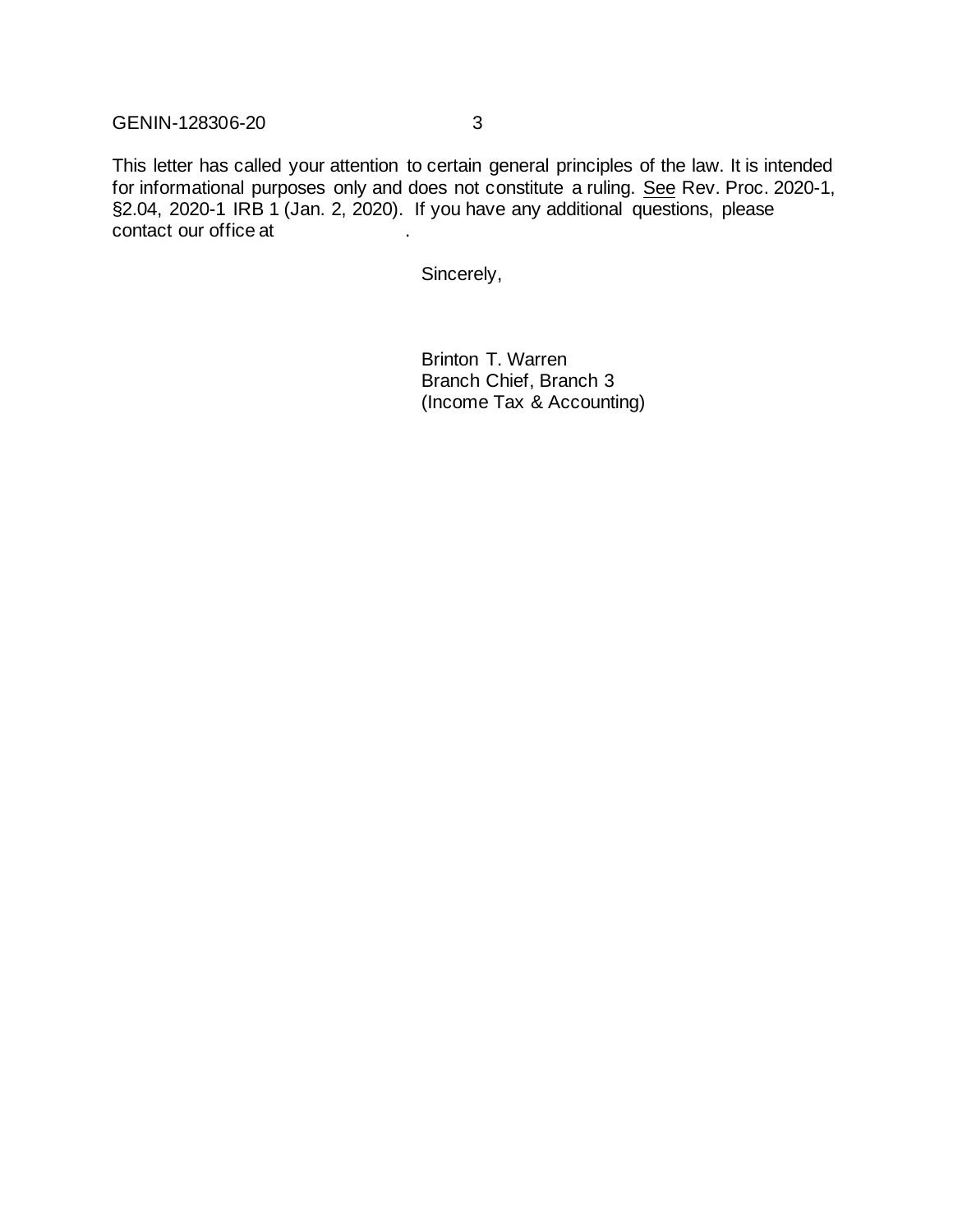This letter has called your attention to certain general principles of the law. It is intended for informational purposes only and does not constitute a ruling. See Rev. Proc. 2020-1, §2.04, 2020-1 IRB 1 (Jan. 2, 2020). If you have any additional questions, please contact our office at .

Sincerely,

Brinton T. Warren
Branch Chief, Branch 3
(Income Tax & Accounting)